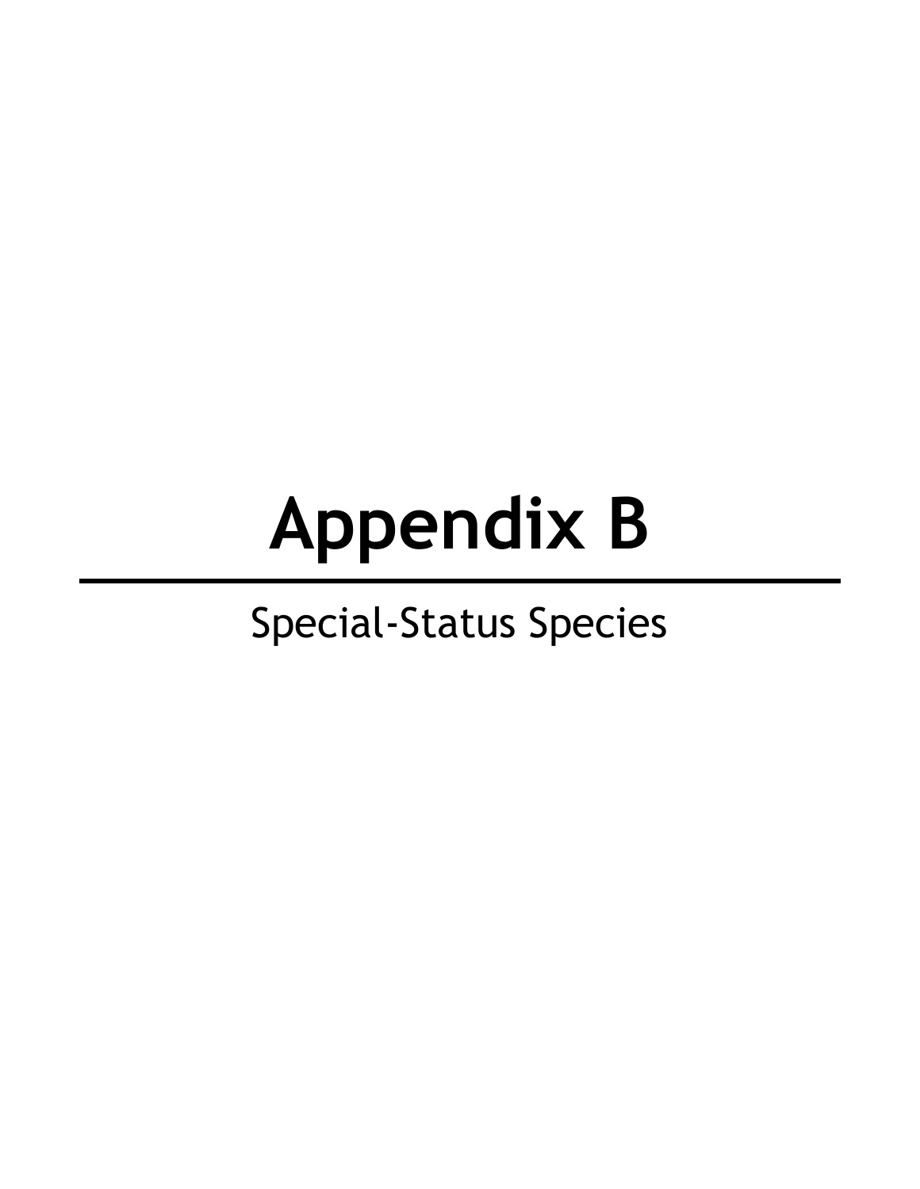# Appendix B

Special-Status Species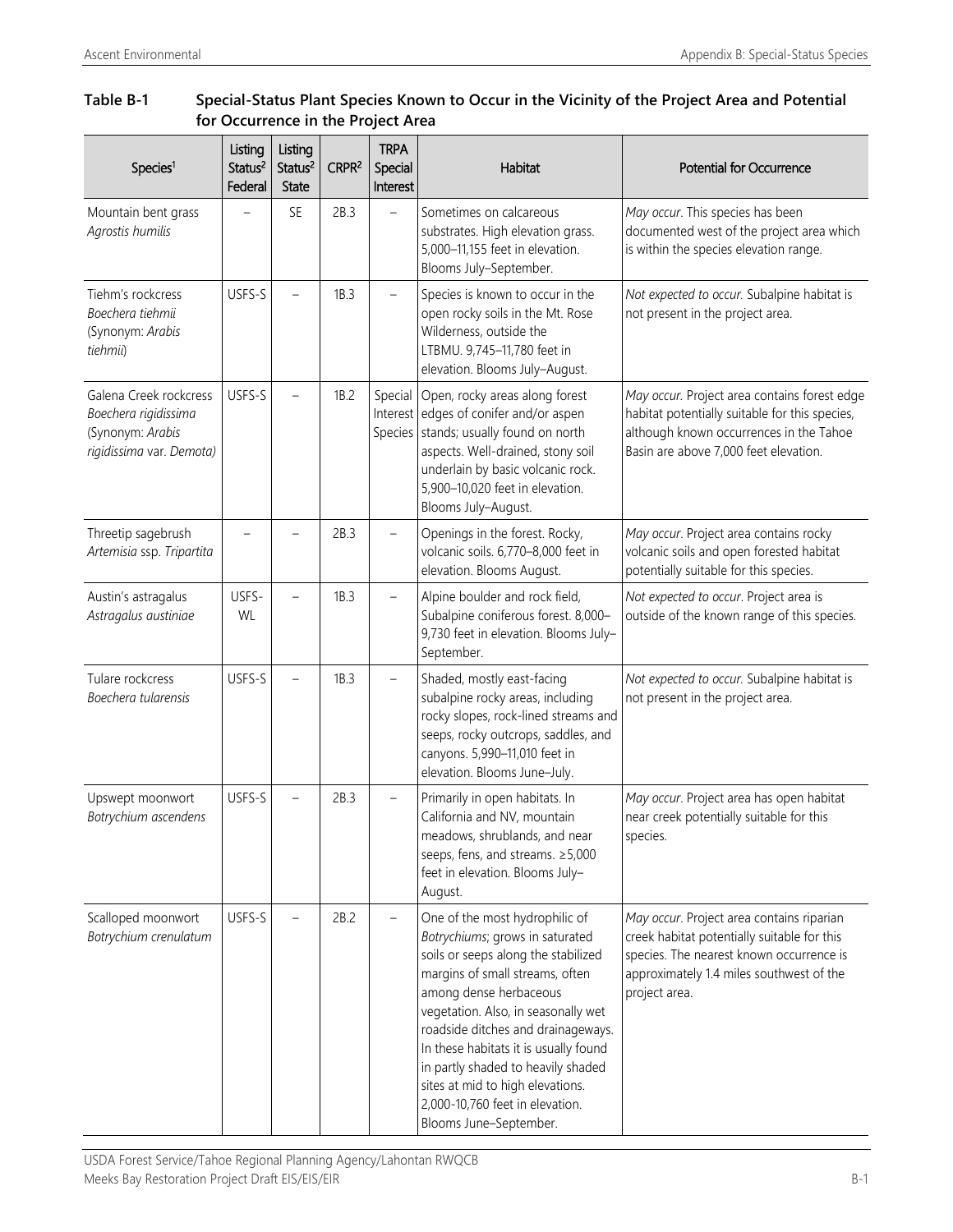**Table B-1 Special-Status Plant Species Known to Occur in the Vicinity of the Project Area and Potential for Occurrence in the Project Area**

| Species[1] | Listing Status[2] Federal | Listing Status[2] State | CRPR[2] | TRPA Special Interest | Habitat | Potential for Occurrence |
|---|---|---|---|---|---|---|
| Mountain bent grass *Agrostis humilis* | – | SE | 2B.3 | – | Sometimes on calcareous substrates. High elevation grass. 5,000–11,155 feet in elevation. Blooms July–September. | *May occur*. This species has been documented west of the project area which is within the species elevation range. |
| Tiehm's rockcress *Boechera tiehmii* (Synonym: *Arabis tiehmii*) | USFS-S | – | 1B.3 | – | Species is known to occur in the open rocky soils in the Mt. Rose Wilderness, outside the LTBMU. 9,745–11,780 feet in elevation. Blooms July–August. | *Not expected to occur.* Subalpine habitat is not present in the project area. |
| Galena Creek rockcress *Boechera rigidissima* (Synonym: *Arabis rigidissima* var. *Demota*) | USFS-S | – | 1B.2 | Special Interest Species | Open, rocky areas along forest edges of conifer and/or aspen stands; usually found on north aspects. Well-drained, stony soil underlain by basic volcanic rock. 5,900–10,020 feet in elevation. Blooms July–August. | *May occur.* Project area contains forest edge habitat potentially suitable for this species, although known occurrences in the Tahoe Basin are above 7,000 feet elevation. |
| Threetip sagebrush *Artemisia* ssp. *Tripartita* | – | – | 2B.3 | – | Openings in the forest. Rocky, volcanic soils. 6,770–8,000 feet in elevation. Blooms August. | *May occur*. Project area contains rocky volcanic soils and open forested habitat potentially suitable for this species. |
| Austin's astragalus *Astragalus austiniae* | USFS-WL | – | 1B.3 | – | Alpine boulder and rock field, Subalpine coniferous forest. 8,000–9,730 feet in elevation. Blooms July–September. | *Not expected to occur*. Project area is outside of the known range of this species. |
| Tulare rockcress *Boechera tularensis* | USFS-S | – | 1B.3 | – | Shaded, mostly east-facing subalpine rocky areas, including rocky slopes, rock-lined streams and seeps, rocky outcrops, saddles, and canyons. 5,990–11,010 feet in elevation. Blooms June–July. | *Not expected to occur.* Subalpine habitat is not present in the project area. |
| Upswept moonwort *Botrychium ascendens* | USFS-S | – | 2B.3 | – | Primarily in open habitats. In California and NV, mountain meadows, shrublands, and near seeps, fens, and streams. ≥5,000 feet in elevation. Blooms July–August. | *May occur*. Project area has open habitat near creek potentially suitable for this species. |
| Scalloped moonwort *Botrychium crenulatum* | USFS-S | – | 2B.2 | – | One of the most hydrophilic of *Botrychiums*; grows in saturated soils or seeps along the stabilized margins of small streams, often among dense herbaceous vegetation. Also, in seasonally wet roadside ditches and drainageways. In these habitats it is usually found in partly shaded to heavily shaded sites at mid to high elevations. 2,000-10,760 feet in elevation. Blooms June–September. | *May occur*. Project area contains riparian creek habitat potentially suitable for this species. The nearest known occurrence is approximately 1.4 miles southwest of the project area. |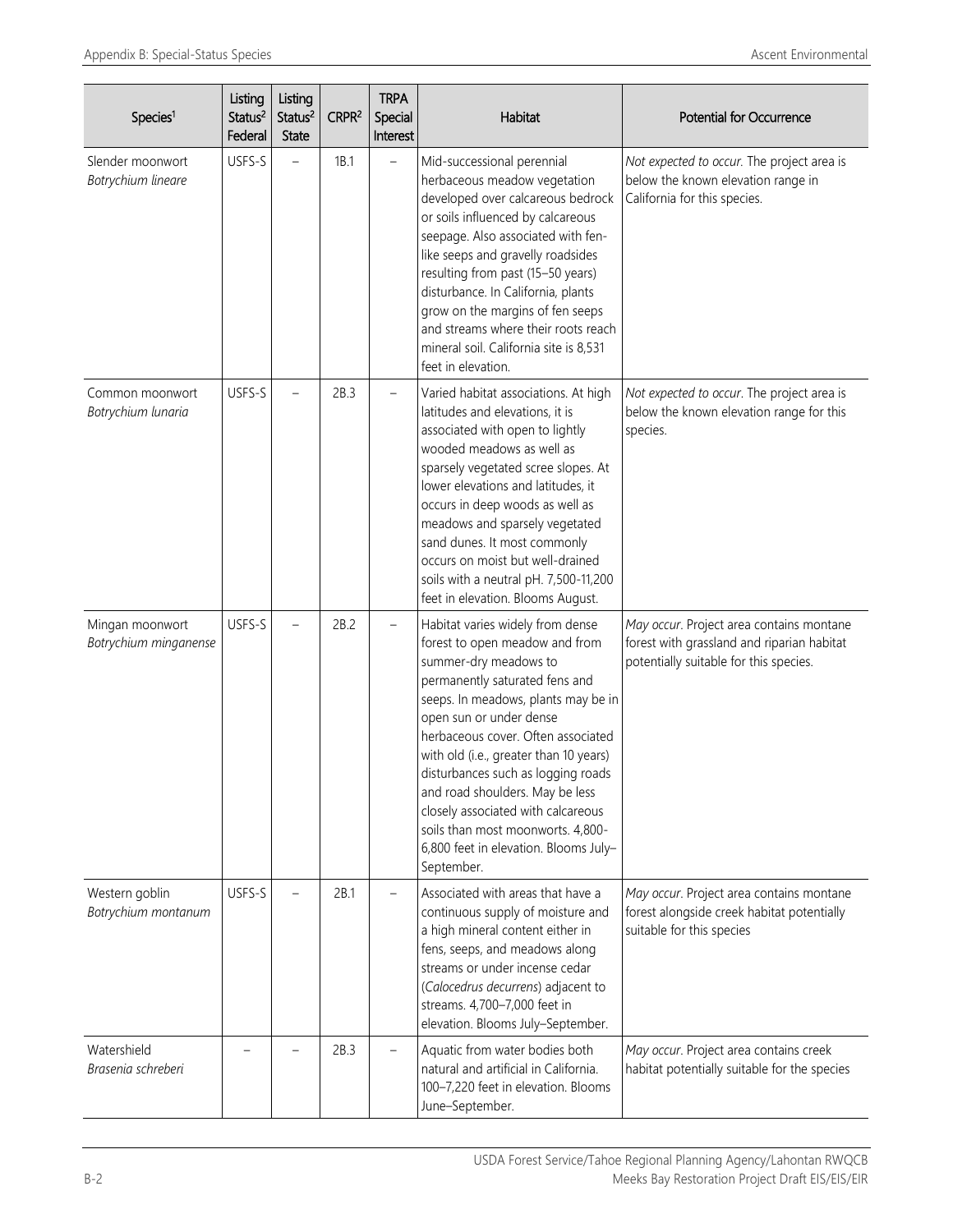| Species[1] | Listing Status[2] Federal | Listing Status[2] State | CRPR[2] | TRPA Special Interest | Habitat | Potential for Occurrence |
|---|---|---|---|---|---|---|
| Slender moonwort *Botrychium lineare* | USFS-S | – | 1B.1 | – | Mid-successional perennial herbaceous meadow vegetation developed over calcareous bedrock or soils influenced by calcareous seepage. Also associated with fen-like seeps and gravelly roadsides resulting from past (15–50 years) disturbance. In California, plants grow on the margins of fen seeps and streams where their roots reach mineral soil. California site is 8,531 feet in elevation. | *Not expected to occur*. The project area is below the known elevation range in California for this species. |
| Common moonwort *Botrychium lunaria* | USFS-S | – | 2B.3 | – | Varied habitat associations. At high latitudes and elevations, it is associated with open to lightly wooded meadows as well as sparsely vegetated scree slopes. At lower elevations and latitudes, it occurs in deep woods as well as meadows and sparsely vegetated sand dunes. It most commonly occurs on moist but well-drained soils with a neutral pH. 7,500-11,200 feet in elevation. Blooms August. | *Not expected to occur*. The project area is below the known elevation range for this species. |
| Mingan moonwort *Botrychium minganense* | USFS-S | – | 2B.2 | – | Habitat varies widely from dense forest to open meadow and from summer-dry meadows to permanently saturated fens and seeps. In meadows, plants may be in open sun or under dense herbaceous cover. Often associated with old (i.e., greater than 10 years) disturbances such as logging roads and road shoulders. May be less closely associated with calcareous soils than most moonworts. 4,800-6,800 feet in elevation. Blooms July–September. | *May occur*. Project area contains montane forest with grassland and riparian habitat potentially suitable for this species. |
| Western goblin *Botrychium montanum* | USFS-S | – | 2B.1 | – | Associated with areas that have a continuous supply of moisture and a high mineral content either in fens, seeps, and meadows along streams or under incense cedar (*Calocedrus decurrens*) adjacent to streams. 4,700–7,000 feet in elevation. Blooms July–September. | *May occur*. Project area contains montane forest alongside creek habitat potentially suitable for this species |
| Watershield *Brasenia schreberi* | – | – | 2B.3 | – | Aquatic from water bodies both natural and artificial in California. 100–7,220 feet in elevation. Blooms June–September. | *May occur*. Project area contains creek habitat potentially suitable for the species |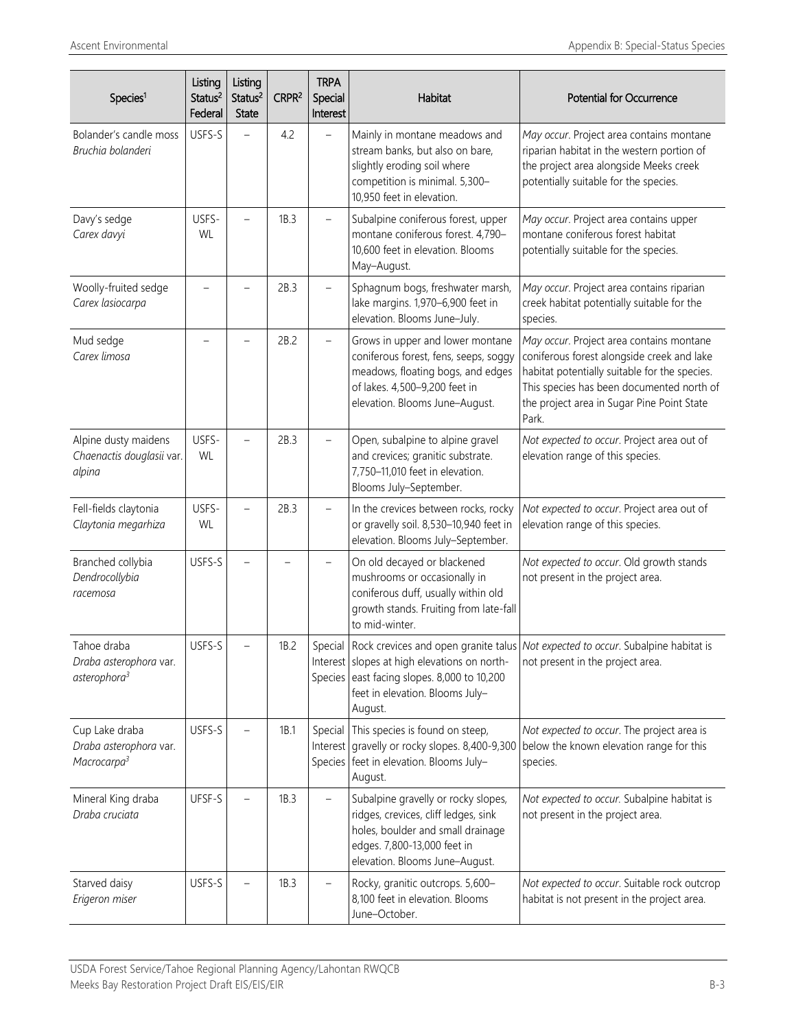| Species[1] | Listing Status[2] Federal | Listing Status[2] State | CRPR[2] | TRPA Special Interest | Habitat | Potential for Occurrence |
|---|---|---|---|---|---|---|
| Bolander's candle moss *Bruchia bolanderi* | USFS-S | – | 4.2 | – | Mainly in montane meadows and stream banks, but also on bare, slightly eroding soil where competition is minimal. 5,300–10,950 feet in elevation. | *May occur*. Project area contains montane riparian habitat in the western portion of the project area alongside Meeks creek potentially suitable for the species. |
| Davy's sedge *Carex davyi* | USFS-WL | – | 1B.3 | – | Subalpine coniferous forest, upper montane coniferous forest. 4,790–10,600 feet in elevation. Blooms May–August. | *May occur*. Project area contains upper montane coniferous forest habitat potentially suitable for the species. |
| Woolly-fruited sedge *Carex lasiocarpa* | – | – | 2B.3 | – | Sphagnum bogs, freshwater marsh, lake margins. 1,970–6,900 feet in elevation. Blooms June–July. | *May occur*. Project area contains riparian creek habitat potentially suitable for the species. |
| Mud sedge *Carex limosa* | – | – | 2B.2 | – | Grows in upper and lower montane coniferous forest, fens, seeps, soggy meadows, floating bogs, and edges of lakes. 4,500–9,200 feet in elevation. Blooms June–August. | *May occur*. Project area contains montane coniferous forest alongside creek and lake habitat potentially suitable for the species. This species has been documented north of the project area in Sugar Pine Point State Park. |
| Alpine dusty maidens *Chaenactis douglasii* var. *alpina* | USFS-WL | – | 2B.3 | – | Open, subalpine to alpine gravel and crevices; granitic substrate. 7,750–11,010 feet in elevation. Blooms July–September. | *Not expected to occur*. Project area out of elevation range of this species. |
| Fell-fields claytonia *Claytonia megarhiza* | USFS-WL | – | 2B.3 | – | In the crevices between rocks, rocky or gravelly soil. 8,530–10,940 feet in elevation. Blooms July–September. | *Not expected to occur*. Project area out of elevation range of this species. |
| Branched collybia *Dendrocollybia racemosa* | USFS-S | – | – | – | On old decayed or blackened mushrooms or occasionally in coniferous duff, usually within old growth stands. Fruiting from late-fall to mid-winter. | *Not expected to occur*. Old growth stands not present in the project area. |
| Tahoe draba *Draba asterophora* var. *asterophora*[3] | USFS-S | – | 1B.2 | Special Interest Species | Rock crevices and open granite talus slopes at high elevations on north-east facing slopes. 8,000 to 10,200 feet in elevation. Blooms July–August. | *Not expected to occur*. Subalpine habitat is not present in the project area. |
| Cup Lake draba *Draba asterophora* var. *Macrocarpa*[3] | USFS-S | – | 1B.1 | Special Interest Species | This species is found on steep, gravelly or rocky slopes. 8,400-9,300 feet in elevation. Blooms July–August. | *Not expected to occur*. The project area is below the known elevation range for this species. |
| Mineral King draba *Draba cruciata* | UFSF-S | – | 1B.3 | – | Subalpine gravelly or rocky slopes, ridges, crevices, cliff ledges, sink holes, boulder and small drainage edges. 7,800-13,000 feet in elevation. Blooms June–August. | *Not expected to occur*. Subalpine habitat is not present in the project area. |
| Starved daisy *Erigeron miser* | USFS-S | – | 1B.3 | – | Rocky, granitic outcrops. 5,600–8,100 feet in elevation. Blooms June–October. | *Not expected to occur*. Suitable rock outcrop habitat is not present in the project area. |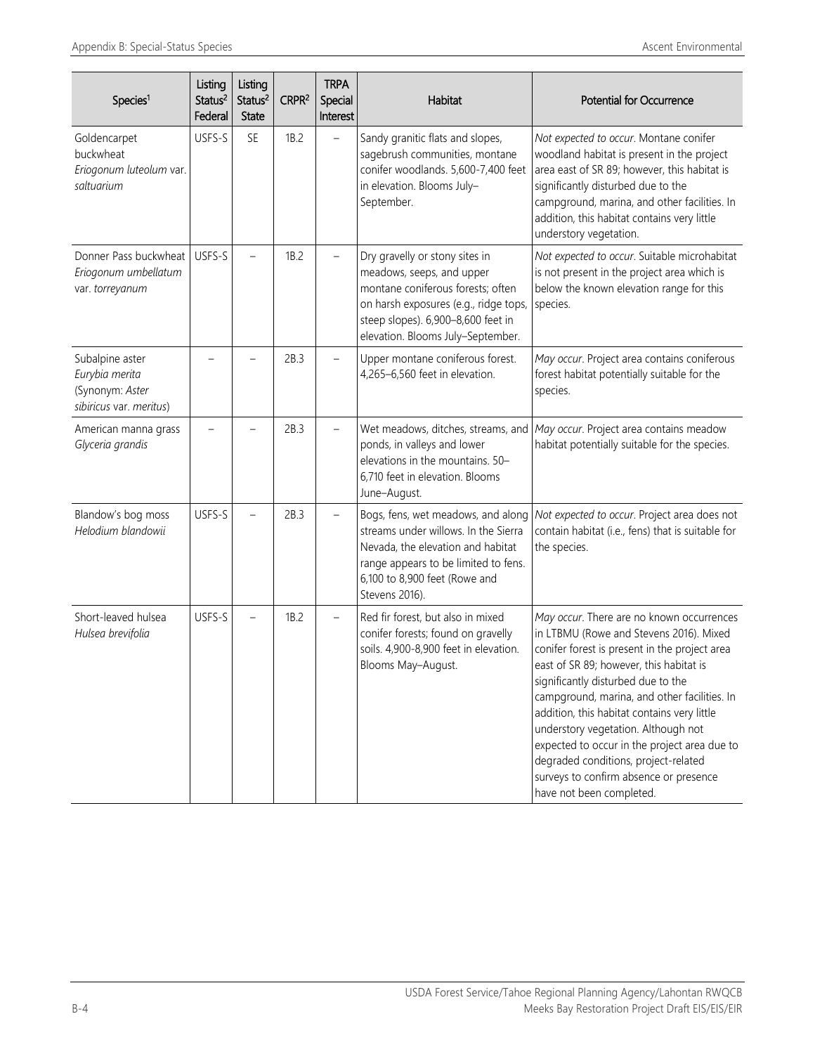| Species[1] | Listing Status[2] Federal | Listing Status[2] State | CRPR[2] | TRPA Special Interest | Habitat | Potential for Occurrence |
|---|---|---|---|---|---|---|
| Goldencarpet buckwheat *Eriogonum luteolum* var. *saltuarium* | USFS-S | SE | 1B.2 | – | Sandy granitic flats and slopes, sagebrush communities, montane conifer woodlands. 5,600-7,400 feet in elevation. Blooms July–September. | *Not expected to occur*. Montane conifer woodland habitat is present in the project area east of SR 89; however, this habitat is significantly disturbed due to the campground, marina, and other facilities. In addition, this habitat contains very little understory vegetation. |
| Donner Pass buckwheat *Eriogonum umbellatum* var. *torreyanum* | USFS-S | – | 1B.2 | – | Dry gravelly or stony sites in meadows, seeps, and upper montane coniferous forests; often on harsh exposures (e.g., ridge tops, steep slopes). 6,900–8,600 feet in elevation. Blooms July–September. | *Not expected to occur*. Suitable microhabitat is not present in the project area which is below the known elevation range for this species. |
| Subalpine aster *Eurybia merita* (Synonym: *Aster sibiricus* var. *meritus*) | – | – | 2B.3 | – | Upper montane coniferous forest. 4,265–6,560 feet in elevation. | *May occur*. Project area contains coniferous forest habitat potentially suitable for the species. |
| American manna grass *Glyceria grandis* | – | – | 2B.3 | – | Wet meadows, ditches, streams, and ponds, in valleys and lower elevations in the mountains. 50–6,710 feet in elevation. Blooms June–August. | *May occur*. Project area contains meadow habitat potentially suitable for the species. |
| Blandow's bog moss *Helodium blandowii* | USFS-S | – | 2B.3 | – | Bogs, fens, wet meadows, and along streams under willows. In the Sierra Nevada, the elevation and habitat range appears to be limited to fens. 6,100 to 8,900 feet (Rowe and Stevens 2016). | *Not expected to occur*. Project area does not contain habitat (i.e., fens) that is suitable for the species. |
| Short-leaved hulsea *Hulsea brevifolia* | USFS-S | – | 1B.2 | – | Red fir forest, but also in mixed conifer forests; found on gravelly soils. 4,900-8,900 feet in elevation. Blooms May–August. | *May occur*. There are no known occurrences in LTBMU (Rowe and Stevens 2016). Mixed conifer forest is present in the project area east of SR 89; however, this habitat is significantly disturbed due to the campground, marina, and other facilities. In addition, this habitat contains very little understory vegetation. Although not expected to occur in the project area due to degraded conditions, project-related surveys to confirm absence or presence have not been completed. |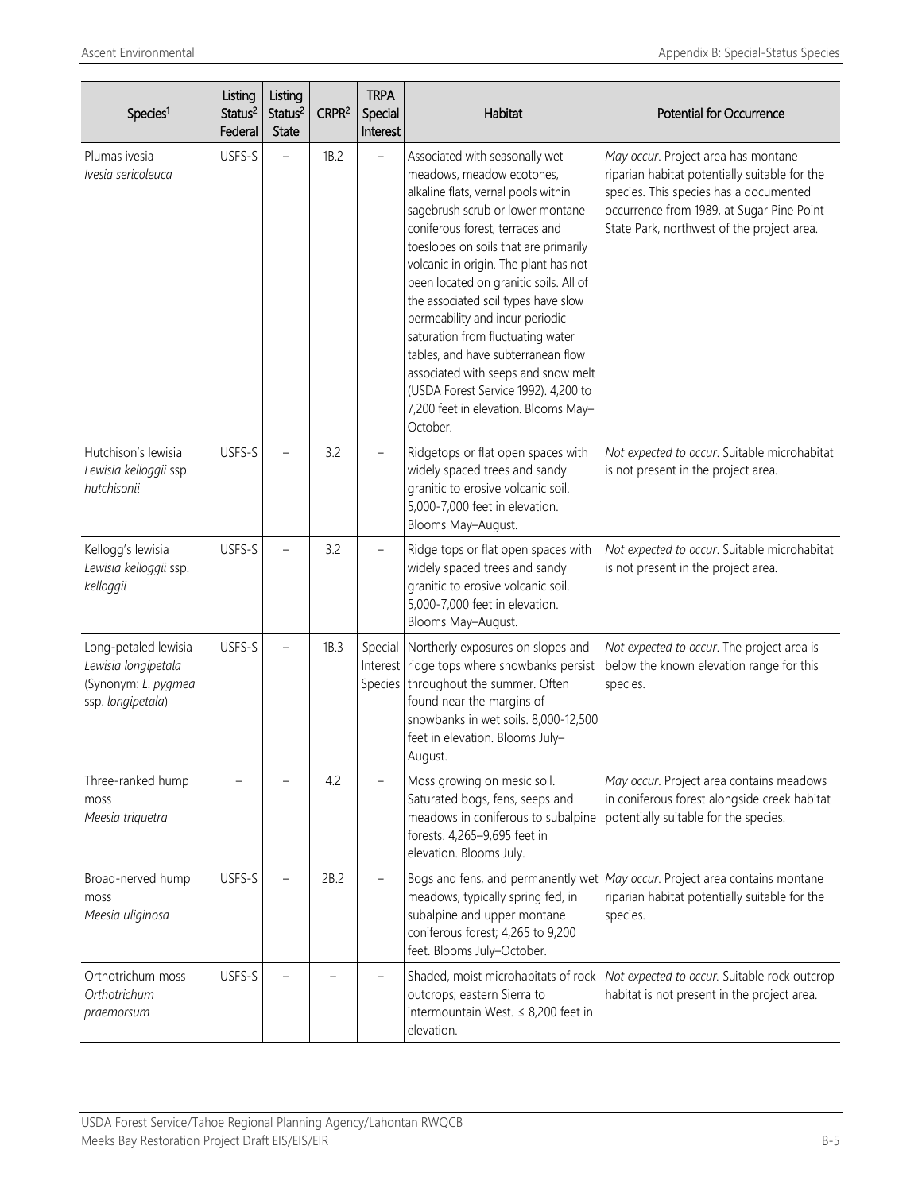| Species[1] | Listing Status[2] Federal | Listing Status[2] State | CRPR[2] | TRPA Special Interest | Habitat | Potential for Occurrence |
|---|---|---|---|---|---|---|
| Plumas ivesia *Ivesia sericoleuca* | USFS-S | – | 1B.2 | – | Associated with seasonally wet meadows, meadow ecotones, alkaline flats, vernal pools within sagebrush scrub or lower montane coniferous forest, terraces and toeslopes on soils that are primarily volcanic in origin. The plant has not been located on granitic soils. All of the associated soil types have slow permeability and incur periodic saturation from fluctuating water tables, and have subterranean flow associated with seeps and snow melt (USDA Forest Service 1992). 4,200 to 7,200 feet in elevation. Blooms May–October. | *May occur*. Project area has montane riparian habitat potentially suitable for the species. This species has a documented occurrence from 1989, at Sugar Pine Point State Park, northwest of the project area. |
| Hutchison's lewisia *Lewisia kelloggii* ssp. *hutchisonii* | USFS-S | – | 3.2 | – | Ridgetops or flat open spaces with widely spaced trees and sandy granitic to erosive volcanic soil. 5,000-7,000 feet in elevation. Blooms May–August. | *Not expected to occur*. Suitable microhabitat is not present in the project area. |
| Kellogg's lewisia *Lewisia kelloggii* ssp. *kelloggii* | USFS-S | – | 3.2 | – | Ridge tops or flat open spaces with widely spaced trees and sandy granitic to erosive volcanic soil. 5,000-7,000 feet in elevation. Blooms May–August. | *Not expected to occur*. Suitable microhabitat is not present in the project area. |
| Long-petaled lewisia *Lewisia longipetala* (Synonym: *L. pygmea* ssp. *longipetala*) | USFS-S | – | 1B.3 | Special Interest Species | Northerly exposures on slopes and ridge tops where snowbanks persist throughout the summer. Often found near the margins of snowbanks in wet soils. 8,000-12,500 feet in elevation. Blooms July–August. | *Not expected to occur*. The project area is below the known elevation range for this species. |
| Three-ranked hump moss *Meesia triquetra* | – | – | 4.2 | – | Moss growing on mesic soil. Saturated bogs, fens, seeps and meadows in coniferous to subalpine forests. 4,265–9,695 feet in elevation. Blooms July. | *May occur*. Project area contains meadows in coniferous forest alongside creek habitat potentially suitable for the species. |
| Broad-nerved hump moss *Meesia uliginosa* | USFS-S | – | 2B.2 | – | Bogs and fens, and permanently wet meadows, typically spring fed, in subalpine and upper montane coniferous forest; 4,265 to 9,200 feet. Blooms July–October. | *May occur*. Project area contains montane riparian habitat potentially suitable for the species. |
| Orthotrichum moss *Orthotrichum praemorsum* | USFS-S | – | – | – | Shaded, moist microhabitats of rock outcrops; eastern Sierra to intermountain West. ≤ 8,200 feet in elevation. | *Not expected to occur.* Suitable rock outcrop habitat is not present in the project area. |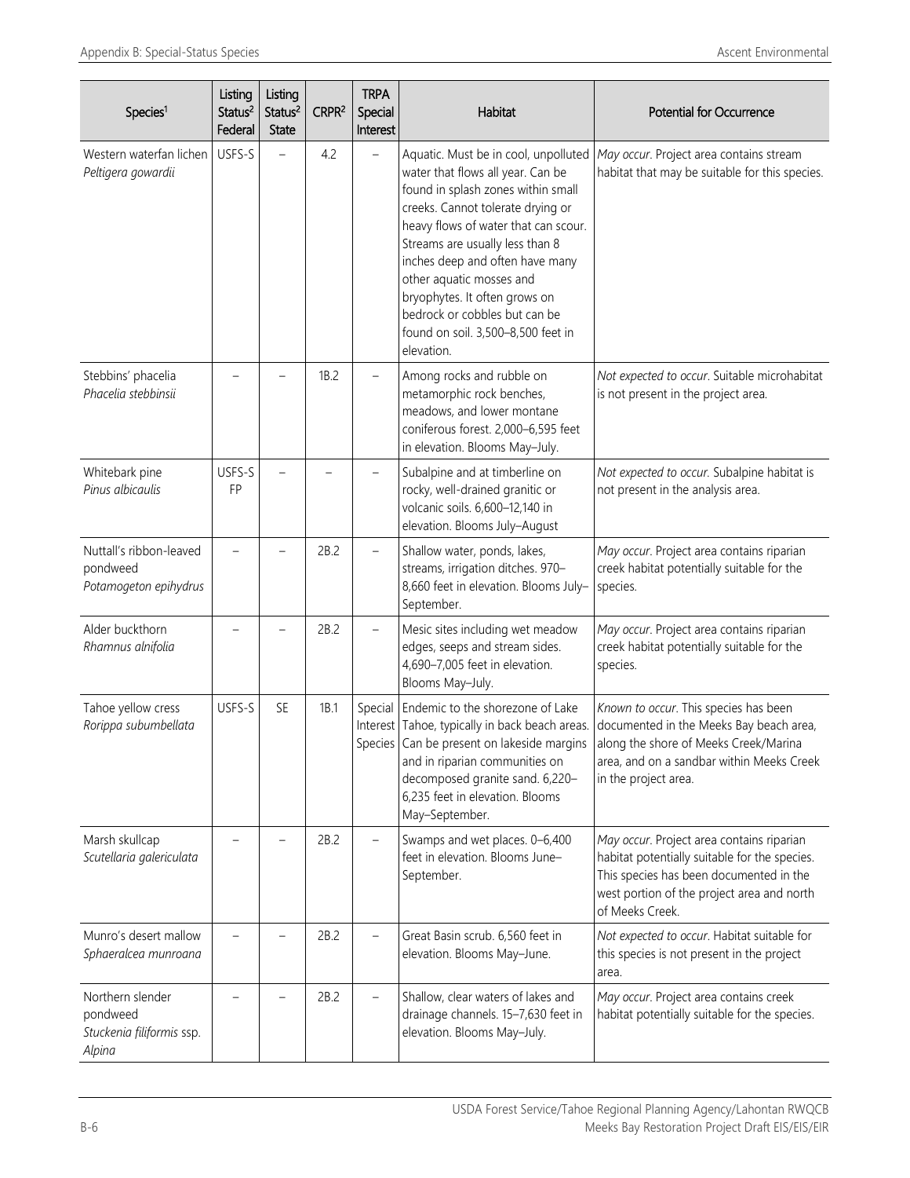| Species[1] | Listing Status[2] Federal | Listing Status[2] State | CRPR[2] | TRPA Special Interest | Habitat | Potential for Occurrence |
|---|---|---|---|---|---|---|
| Western waterfan lichen *Peltigera gowardii* | USFS-S | – | 4.2 | – | Aquatic. Must be in cool, unpolluted water that flows all year. Can be found in splash zones within small creeks. Cannot tolerate drying or heavy flows of water that can scour. Streams are usually less than 8 inches deep and often have many other aquatic mosses and bryophytes. It often grows on bedrock or cobbles but can be found on soil. 3,500–8,500 feet in elevation. | *May occur*. Project area contains stream habitat that may be suitable for this species. |
| Stebbins' phacelia *Phacelia stebbinsii* | – | – | 1B.2 | – | Among rocks and rubble on metamorphic rock benches, meadows, and lower montane coniferous forest. 2,000–6,595 feet in elevation. Blooms May–July. | *Not expected to occur*. Suitable microhabitat is not present in the project area. |
| Whitebark pine *Pinus albicaulis* | USFS-S FP | – | – | – | Subalpine and at timberline on rocky, well-drained granitic or volcanic soils. 6,600–12,140 in elevation. Blooms July–August | *Not expected to occur.* Subalpine habitat is not present in the analysis area. |
| Nuttall's ribbon-leaved pondweed *Potamogeton epihydrus* | – | – | 2B.2 | – | Shallow water, ponds, lakes, streams, irrigation ditches. 970–8,660 feet in elevation. Blooms July–September. | *May occur*. Project area contains riparian creek habitat potentially suitable for the species. |
| Alder buckthorn *Rhamnus alnifolia* | – | – | 2B.2 | – | Mesic sites including wet meadow edges, seeps and stream sides. 4,690–7,005 feet in elevation. Blooms May–July. | *May occur*. Project area contains riparian creek habitat potentially suitable for the species. |
| Tahoe yellow cress *Rorippa subumbellata* | USFS-S | SE | 1B.1 | Special Interest Species | Endemic to the shorezone of Lake Tahoe, typically in back beach areas. Can be present on lakeside margins and in riparian communities on decomposed granite sand. 6,220–6,235 feet in elevation. Blooms May–September. | *Known to occur*. This species has been documented in the Meeks Bay beach area, along the shore of Meeks Creek/Marina area, and on a sandbar within Meeks Creek in the project area. |
| Marsh skullcap *Scutellaria galericulata* | – | – | 2B.2 | – | Swamps and wet places. 0–6,400 feet in elevation. Blooms June–September. | *May occur*. Project area contains riparian habitat potentially suitable for the species. This species has been documented in the west portion of the project area and north of Meeks Creek. |
| Munro's desert mallow *Sphaeralcea munroana* | – | – | 2B.2 | – | Great Basin scrub. 6,560 feet in elevation. Blooms May–June. | *Not expected to occur*. Habitat suitable for this species is not present in the project area. |
| Northern slender pondweed *Stuckenia filiformis* ssp. *Alpina* | – | – | 2B.2 | – | Shallow, clear waters of lakes and drainage channels. 15–7,630 feet in elevation. Blooms May–July. | *May occur*. Project area contains creek habitat potentially suitable for the species. |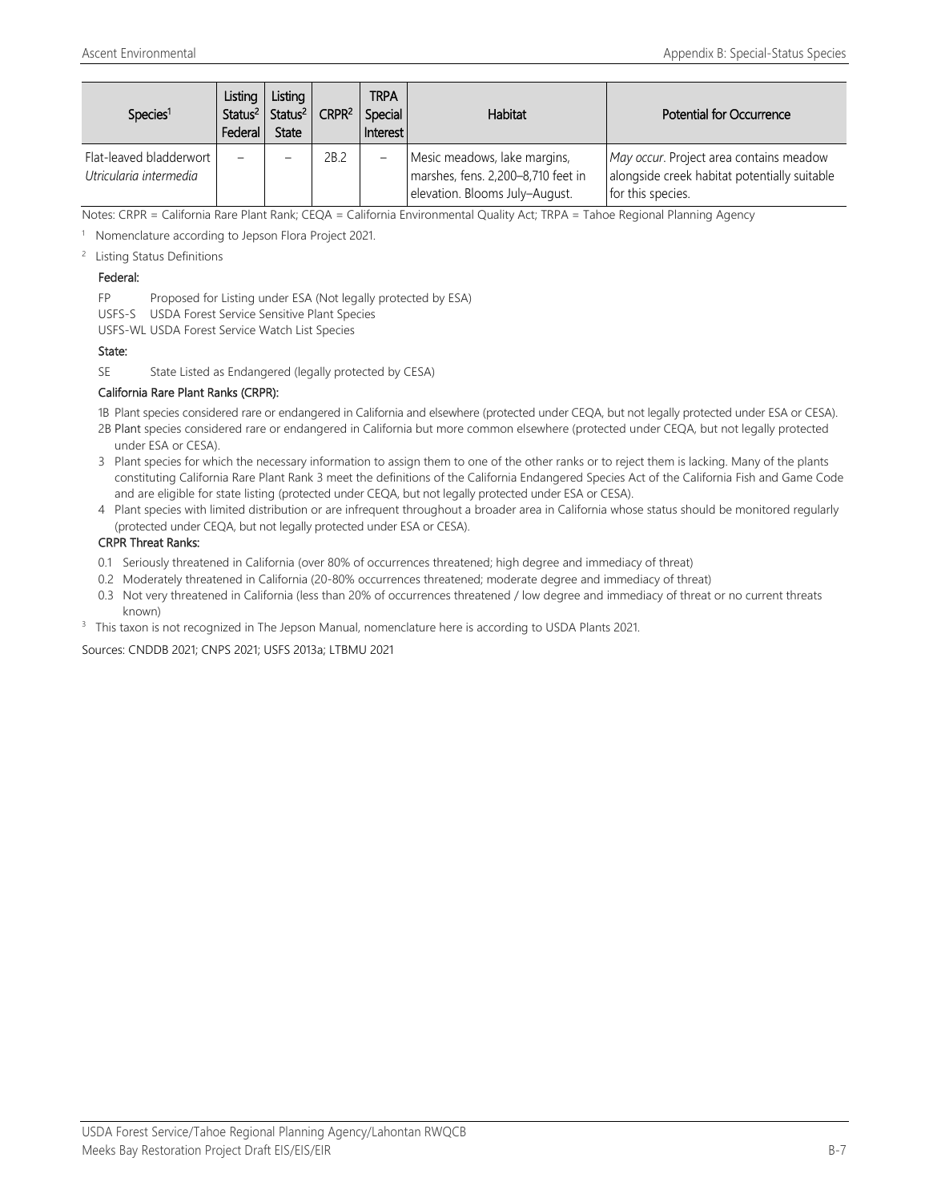| Species[1] | Listing Status[2] Federal | Listing Status[2] State | CRPR[2] | TRPA Special Interest | Habitat | Potential for Occurrence |
|---|---|---|---|---|---|---|
| Flat-leaved bladderwort *Utricularia intermedia* | – | – | 2B.2 | – | Mesic meadows, lake margins, marshes, fens. 2,200–8,710 feet in elevation. Blooms July–August. | *May occur*. Project area contains meadow alongside creek habitat potentially suitable for this species. |

Notes: CRPR = California Rare Plant Rank; CEQA = California Environmental Quality Act; TRPA = Tahoe Regional Planning Agency

[1] Nomenclature according to Jepson Flora Project 2021.

[2] Listing Status Definitions

**Federal:**

FP Proposed for Listing under ESA (Not legally protected by ESA)

USFS-S USDA Forest Service Sensitive Plant Species

USFS-WL USDA Forest Service Watch List Species

**State:**

SE State Listed as Endangered (legally protected by CESA)

**California Rare Plant Ranks (CRPR):**

1B Plant species considered rare or endangered in California and elsewhere (protected under CEQA, but not legally protected under ESA or CESA).

2B Plant species considered rare or endangered in California but more common elsewhere (protected under CEQA, but not legally protected under ESA or CESA).

3 Plant species for which the necessary information to assign them to one of the other ranks or to reject them is lacking. Many of the plants constituting California Rare Plant Rank 3 meet the definitions of the California Endangered Species Act of the California Fish and Game Code and are eligible for state listing (protected under CEQA, but not legally protected under ESA or CESA).

4 Plant species with limited distribution or are infrequent throughout a broader area in California whose status should be monitored regularly (protected under CEQA, but not legally protected under ESA or CESA).

**CRPR Threat Ranks:**

0.1 Seriously threatened in California (over 80% of occurrences threatened; high degree and immediacy of threat)

0.2 Moderately threatened in California (20-80% occurrences threatened; moderate degree and immediacy of threat)

0.3 Not very threatened in California (less than 20% of occurrences threatened / low degree and immediacy of threat or no current threats known)

[3] This taxon is not recognized in The Jepson Manual, nomenclature here is according to USDA Plants 2021.

Sources: CNDDB 2021; CNPS 2021; USFS 2013a; LTBMU 2021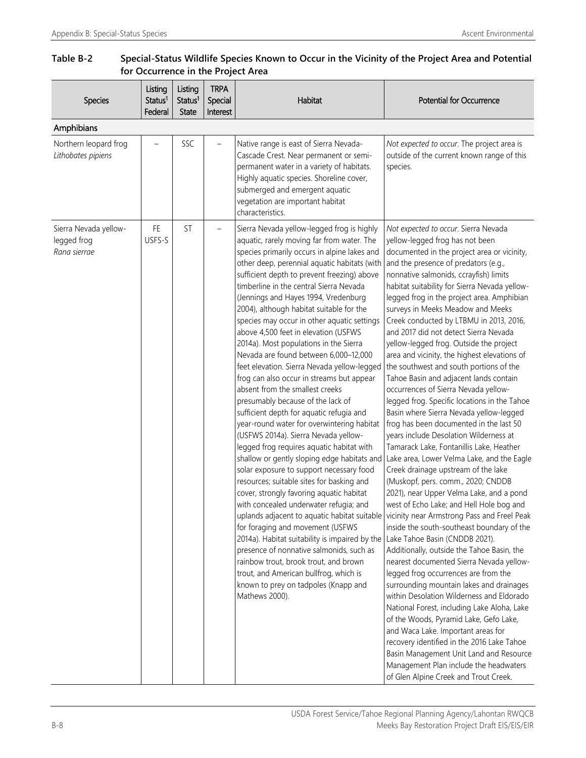**Table B-2 Special-Status Wildlife Species Known to Occur in the Vicinity of the Project Area and Potential for Occurrence in the Project Area**

| Species | Listing Status[1] Federal | Listing Status[1] State | TRPA Special Interest | Habitat | Potential for Occurrence |
|---|---|---|---|---|---|
| **Amphibians** | | | | | |
| Northern leopard frog *Lithobates pipiens* | – | SSC | – | Native range is east of Sierra Nevada-Cascade Crest. Near permanent or semi-permanent water in a variety of habitats. Highly aquatic species. Shoreline cover, submerged and emergent aquatic vegetation are important habitat characteristics. | *Not expected to occur*. The project area is outside of the current known range of this species. |
| Sierra Nevada yellow-legged frog *Rana sierrae* | FE USFS-S | ST | – | Sierra Nevada yellow-legged frog is highly aquatic, rarely moving far from water. The species primarily occurs in alpine lakes and other deep, perennial aquatic habitats (with sufficient depth to prevent freezing) above timberline in the central Sierra Nevada (Jennings and Hayes 1994, Vredenburg 2004), although habitat suitable for the species may occur in other aquatic settings above 4,500 feet in elevation (USFWS 2014a). Most populations in the Sierra Nevada are found between 6,000–12,000 feet elevation. Sierra Nevada yellow-legged frog can also occur in streams but appear absent from the smallest creeks presumably because of the lack of sufficient depth for aquatic refugia and year-round water for overwintering habitat (USFWS 2014a). Sierra Nevada yellow-legged frog requires aquatic habitat with shallow or gently sloping edge habitats and solar exposure to support necessary food resources; suitable sites for basking and cover, strongly favoring aquatic habitat with concealed underwater refugia; and uplands adjacent to aquatic habitat suitable for foraging and movement (USFWS 2014a). Habitat suitability is impaired by the presence of nonnative salmonids, such as rainbow trout, brook trout, and brown trout, and American bullfrog, which is known to prey on tadpoles (Knapp and Mathews 2000). | *Not expected to occur*. Sierra Nevada yellow-legged frog has not been documented in the project area or vicinity, and the presence of predators (e.g., nonnative salmonids, ccrayfish) limits habitat suitability for Sierra Nevada yellow-legged frog in the project area. Amphibian surveys in Meeks Meadow and Meeks Creek conducted by LTBMU in 2013, 2016, and 2017 did not detect Sierra Nevada yellow-legged frog. Outside the project area and vicinity, the highest elevations of the southwest and south portions of the Tahoe Basin and adjacent lands contain occurrences of Sierra Nevada yellow-legged frog. Specific locations in the Tahoe Basin where Sierra Nevada yellow-legged frog has been documented in the last 50 years include Desolation Wilderness at Tamarack Lake, Fontanillis Lake, Heather Lake area, Lower Velma Lake, and the Eagle Creek drainage upstream of the lake (Muskopf, pers. comm., 2020; CNDDB 2021), near Upper Velma Lake, and a pond west of Echo Lake; and Hell Hole bog and vicinity near Armstrong Pass and Freel Peak inside the south-southeast boundary of the Lake Tahoe Basin (CNDDB 2021). Additionally, outside the Tahoe Basin, the nearest documented Sierra Nevada yellow-legged frog occurrences are from the surrounding mountain lakes and drainages within Desolation Wilderness and Eldorado National Forest, including Lake Aloha, Lake of the Woods, Pyramid Lake, Gefo Lake, and Waca Lake. Important areas for recovery identified in the 2016 Lake Tahoe Basin Management Unit Land and Resource Management Plan include the headwaters of Glen Alpine Creek and Trout Creek. |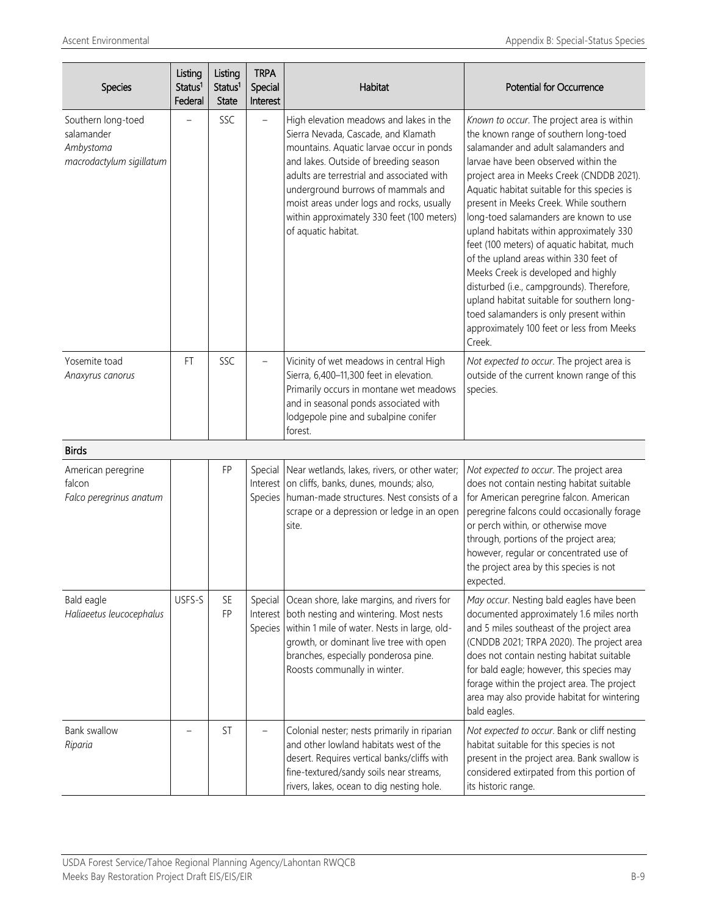| Species | Listing Status[1] Federal | Listing Status[1] State | TRPA Special Interest | Habitat | Potential for Occurrence |
|---|---|---|---|---|---|
| Southern long-toed salamander *Ambystoma macrodactylum sigillatum* | – | SSC | – | High elevation meadows and lakes in the Sierra Nevada, Cascade, and Klamath mountains. Aquatic larvae occur in ponds and lakes. Outside of breeding season adults are terrestrial and associated with underground burrows of mammals and moist areas under logs and rocks, usually within approximately 330 feet (100 meters) of aquatic habitat. | *Known to occur*. The project area is within the known range of southern long-toed salamander and adult salamanders and larvae have been observed within the project area in Meeks Creek (CNDDB 2021). Aquatic habitat suitable for this species is present in Meeks Creek. While southern long-toed salamanders are known to use upland habitats within approximately 330 feet (100 meters) of aquatic habitat, much of the upland areas within 330 feet of Meeks Creek is developed and highly disturbed (i.e., campgrounds). Therefore, upland habitat suitable for southern long-toed salamanders is only present within approximately 100 feet or less from Meeks Creek. |
| Yosemite toad *Anaxyrus canorus* | FT | SSC | – | Vicinity of wet meadows in central High Sierra, 6,400–11,300 feet in elevation. Primarily occurs in montane wet meadows and in seasonal ponds associated with lodgepole pine and subalpine conifer forest. | *Not expected to occur*. The project area is outside of the current known range of this species. |
| **Birds** | | | | | |
| American peregrine falcon *Falco peregrinus anatum* | | FP | Special Interest Species | Near wetlands, lakes, rivers, or other water; on cliffs, banks, dunes, mounds; also, human-made structures. Nest consists of a scrape or a depression or ledge in an open site. | *Not expected to occur*. The project area does not contain nesting habitat suitable for American peregrine falcon. American peregrine falcons could occasionally forage or perch within, or otherwise move through, portions of the project area; however, regular or concentrated use of the project area by this species is not expected. |
| Bald eagle *Haliaeetus leucocephalus* | USFS-S | SE FP | Special Interest Species | Ocean shore, lake margins, and rivers for both nesting and wintering. Most nests within 1 mile of water. Nests in large, old-growth, or dominant live tree with open branches, especially ponderosa pine. Roosts communally in winter. | *May occur*. Nesting bald eagles have been documented approximately 1.6 miles north and 5 miles southeast of the project area (CNDDB 2021; TRPA 2020). The project area does not contain nesting habitat suitable for bald eagle; however, this species may forage within the project area. The project area may also provide habitat for wintering bald eagles. |
| Bank swallow *Riparia* | – | ST | – | Colonial nester; nests primarily in riparian and other lowland habitats west of the desert. Requires vertical banks/cliffs with fine-textured/sandy soils near streams, rivers, lakes, ocean to dig nesting hole. | *Not expected to occur*. Bank or cliff nesting habitat suitable for this species is not present in the project area. Bank swallow is considered extirpated from this portion of its historic range. |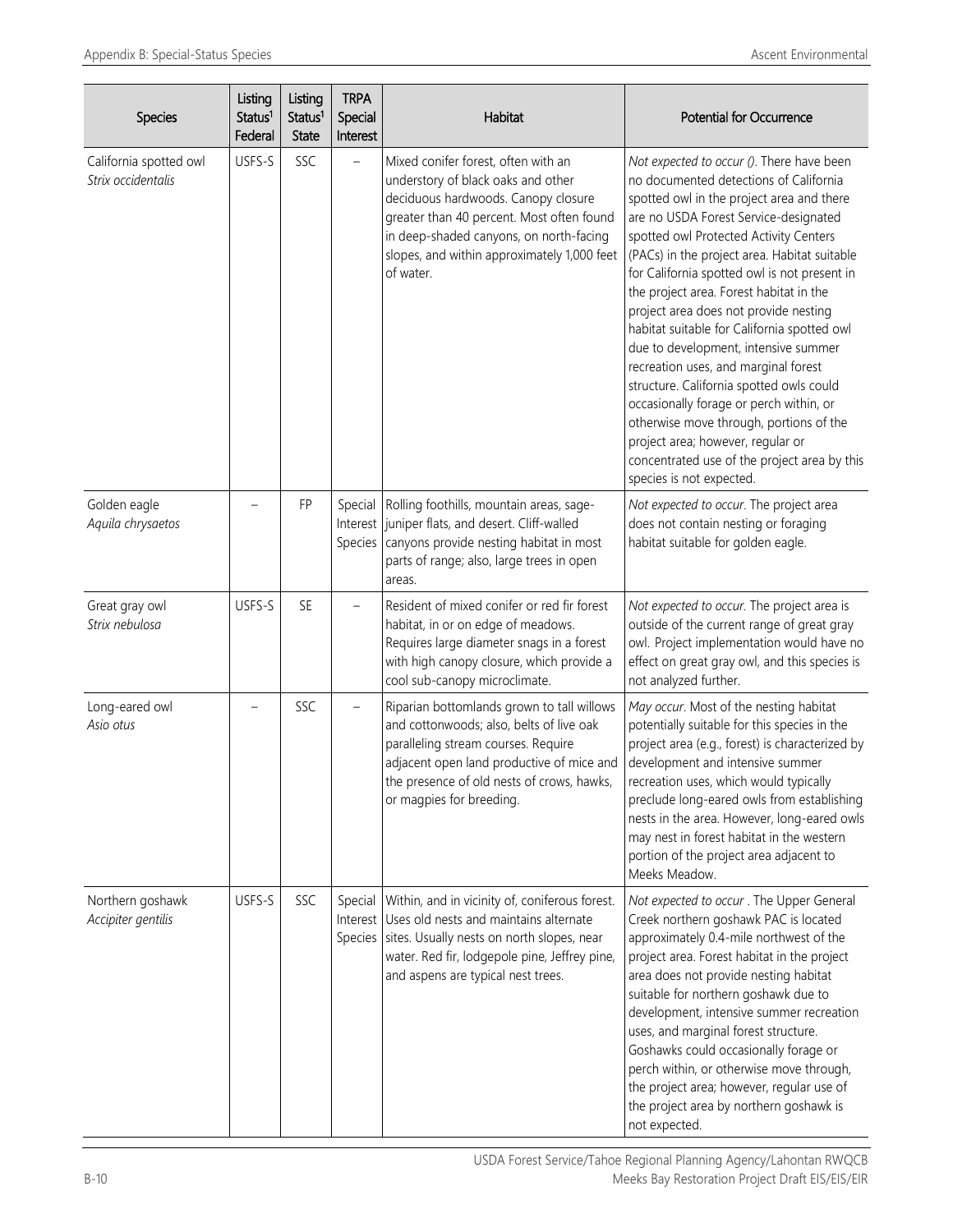| Species | Listing Status[1] Federal | Listing Status[1] State | TRPA Special Interest | Habitat | Potential for Occurrence |
|---|---|---|---|---|---|
| California spotted owl *Strix occidentalis* | USFS-S | SSC | – | Mixed conifer forest, often with an understory of black oaks and other deciduous hardwoods. Canopy closure greater than 40 percent. Most often found in deep-shaded canyons, on north-facing slopes, and within approximately 1,000 feet of water. | *Not expected to occur ().* There have been no documented detections of California spotted owl in the project area and there are no USDA Forest Service-designated spotted owl Protected Activity Centers (PACs) in the project area. Habitat suitable for California spotted owl is not present in the project area. Forest habitat in the project area does not provide nesting habitat suitable for California spotted owl due to development, intensive summer recreation uses, and marginal forest structure. California spotted owls could occasionally forage or perch within, or otherwise move through, portions of the project area; however, regular or concentrated use of the project area by this species is not expected. |
| Golden eagle *Aquila chrysaetos* | – | FP | Special Interest Species | Rolling foothills, mountain areas, sage-juniper flats, and desert. Cliff-walled canyons provide nesting habitat in most parts of range; also, large trees in open areas. | *Not expected to occur*. The project area does not contain nesting or foraging habitat suitable for golden eagle. |
| Great gray owl *Strix nebulosa* | USFS-S | SE | – | Resident of mixed conifer or red fir forest habitat, in or on edge of meadows. Requires large diameter snags in a forest with high canopy closure, which provide a cool sub-canopy microclimate. | *Not expected to occur.* The project area is outside of the current range of great gray owl. Project implementation would have no effect on great gray owl, and this species is not analyzed further. |
| Long-eared owl *Asio otus* | – | SSC | – | Riparian bottomlands grown to tall willows and cottonwoods; also, belts of live oak paralleling stream courses. Require adjacent open land productive of mice and the presence of old nests of crows, hawks, or magpies for breeding. | *May occur*. Most of the nesting habitat potentially suitable for this species in the project area (e.g., forest) is characterized by development and intensive summer recreation uses, which would typically preclude long-eared owls from establishing nests in the area. However, long-eared owls may nest in forest habitat in the western portion of the project area adjacent to Meeks Meadow. |
| Northern goshawk *Accipiter gentilis* | USFS-S | SSC | Special Interest Species | Within, and in vicinity of, coniferous forest. Uses old nests and maintains alternate sites. Usually nests on north slopes, near water. Red fir, lodgepole pine, Jeffrey pine, and aspens are typical nest trees. | *Not expected to occur* . The Upper General Creek northern goshawk PAC is located approximately 0.4-mile northwest of the project area. Forest habitat in the project area does not provide nesting habitat suitable for northern goshawk due to development, intensive summer recreation uses, and marginal forest structure. Goshawks could occasionally forage or perch within, or otherwise move through, the project area; however, regular use of the project area by northern goshawk is not expected. |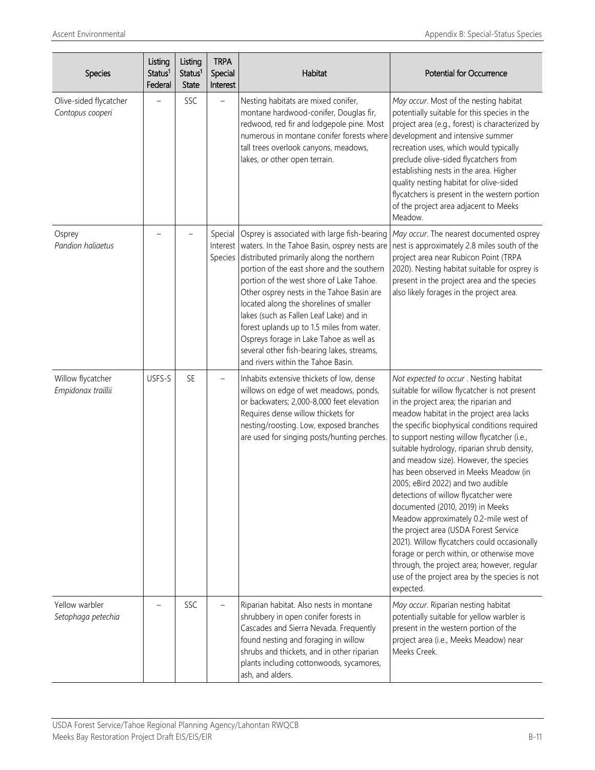| Species | Listing Status[1] Federal | Listing Status[1] State | TRPA Special Interest | Habitat | Potential for Occurrence |
|---|---|---|---|---|---|
| Olive-sided flycatcher *Contopus cooperi* | – | SSC | – | Nesting habitats are mixed conifer, montane hardwood-conifer, Douglas fir, redwood, red fir and lodgepole pine. Most numerous in montane conifer forests where tall trees overlook canyons, meadows, lakes, or other open terrain. | *May occur*. Most of the nesting habitat potentially suitable for this species in the project area (e.g., forest) is characterized by development and intensive summer recreation uses, which would typically preclude olive-sided flycatchers from establishing nests in the area. Higher quality nesting habitat for olive-sided flycatchers is present in the western portion of the project area adjacent to Meeks Meadow. |
| Osprey *Pandion haliaetus* | – | – | Special Interest Species | Osprey is associated with large fish-bearing waters. In the Tahoe Basin, osprey nests are distributed primarily along the northern portion of the east shore and the southern portion of the west shore of Lake Tahoe. Other osprey nests in the Tahoe Basin are located along the shorelines of smaller lakes (such as Fallen Leaf Lake) and in forest uplands up to 1.5 miles from water. Ospreys forage in Lake Tahoe as well as several other fish-bearing lakes, streams, and rivers within the Tahoe Basin. | *May occur*. The nearest documented osprey nest is approximately 2.8 miles south of the project area near Rubicon Point (TRPA 2020). Nesting habitat suitable for osprey is present in the project area and the species also likely forages in the project area. |
| Willow flycatcher *Empidonax traillii* | USFS-S | SE | – | Inhabits extensive thickets of low, dense willows on edge of wet meadows, ponds, or backwaters; 2,000-8,000 feet elevation Requires dense willow thickets for nesting/roosting. Low, exposed branches are used for singing posts/hunting perches. | *Not expected to occur* . Nesting habitat suitable for willow flycatcher is not present in the project area; the riparian and meadow habitat in the project area lacks the specific biophysical conditions required to support nesting willow flycatcher (i.e., suitable hydrology, riparian shrub density, and meadow size). However, the species has been observed in Meeks Meadow (in 2005; eBird 2022) and two audible detections of willow flycatcher were documented (2010, 2019) in Meeks Meadow approximately 0.2-mile west of the project area (USDA Forest Service 2021). Willow flycatchers could occasionally forage or perch within, or otherwise move through, the project area; however, regular use of the project area by the species is not expected. |
| Yellow warbler *Setophaga petechia* | – | SSC | – | Riparian habitat. Also nests in montane shrubbery in open conifer forests in Cascades and Sierra Nevada. Frequently found nesting and foraging in willow shrubs and thickets, and in other riparian plants including cottonwoods, sycamores, ash, and alders. | *May occur*. Riparian nesting habitat potentially suitable for yellow warbler is present in the western portion of the project area (i.e., Meeks Meadow) near Meeks Creek. |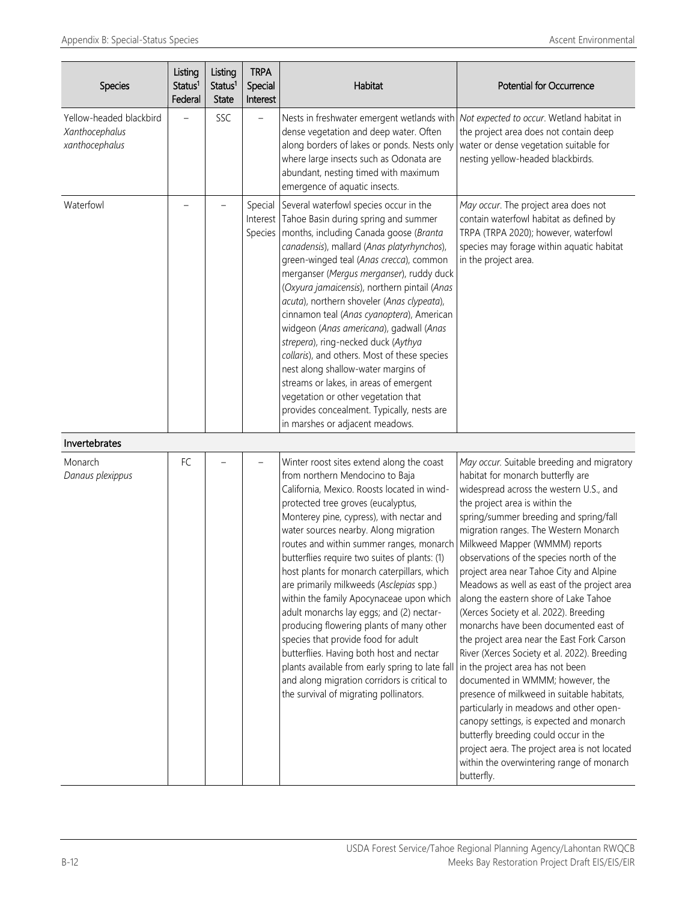| Species | Listing Status[1] Federal | Listing Status[1] State | TRPA Special Interest | Habitat | Potential for Occurrence |
|---|---|---|---|---|---|
| Yellow-headed blackbird *Xanthocephalus xanthocephalus* | – | SSC | – | Nests in freshwater emergent wetlands with dense vegetation and deep water. Often along borders of lakes or ponds. Nests only where large insects such as Odonata are abundant, nesting timed with maximum emergence of aquatic insects. | *Not expected to occur*. Wetland habitat in the project area does not contain deep water or dense vegetation suitable for nesting yellow-headed blackbirds. |
| Waterfowl | – | – | Special Interest Species | Several waterfowl species occur in the Tahoe Basin during spring and summer months, including Canada goose (*Branta canadensis*), mallard (*Anas platyrhynchos*), green-winged teal (*Anas crecca*), common merganser (*Mergus merganser*), ruddy duck (*Oxyura jamaicensis*), northern pintail (*Anas acuta*), northern shoveler (*Anas clypeata*), cinnamon teal (*Anas cyanoptera*), American widgeon (*Anas americana*), gadwall (*Anas strepera*), ring-necked duck (*Aythya collaris*), and others. Most of these species nest along shallow-water margins of streams or lakes, in areas of emergent vegetation or other vegetation that provides concealment. Typically, nests are in marshes or adjacent meadows. | *May occur*. The project area does not contain waterfowl habitat as defined by TRPA (TRPA 2020); however, waterfowl species may forage within aquatic habitat in the project area. |
| **Invertebrates** | | | | | |
| Monarch *Danaus plexippus* | FC | – | – | Winter roost sites extend along the coast from northern Mendocino to Baja California, Mexico. Roosts located in wind-protected tree groves (eucalyptus, Monterey pine, cypress), with nectar and water sources nearby. Along migration routes and within summer ranges, monarch butterflies require two suites of plants: (1) host plants for monarch caterpillars, which are primarily milkweeds (*Asclepias* spp.) within the family Apocynaceae upon which adult monarchs lay eggs; and (2) nectar-producing flowering plants of many other species that provide food for adult butterflies. Having both host and nectar plants available from early spring to late fall and along migration corridors is critical to the survival of migrating pollinators. | *May occur*. Suitable breeding and migratory habitat for monarch butterfly are widespread across the western U.S., and the project area is within the spring/summer breeding and spring/fall migration ranges. The Western Monarch Milkweed Mapper (WMMM) reports observations of the species north of the project area near Tahoe City and Alpine Meadows as well as east of the project area along the eastern shore of Lake Tahoe (Xerces Society et al. 2022). Breeding monarchs have been documented east of the project area near the East Fork Carson River (Xerces Society et al. 2022). Breeding in the project area has not been documented in WMMM; however, the presence of milkweed in suitable habitats, particularly in meadows and other open-canopy settings, is expected and monarch butterfly breeding could occur in the project aera. The project area is not located within the overwintering range of monarch butterfly. |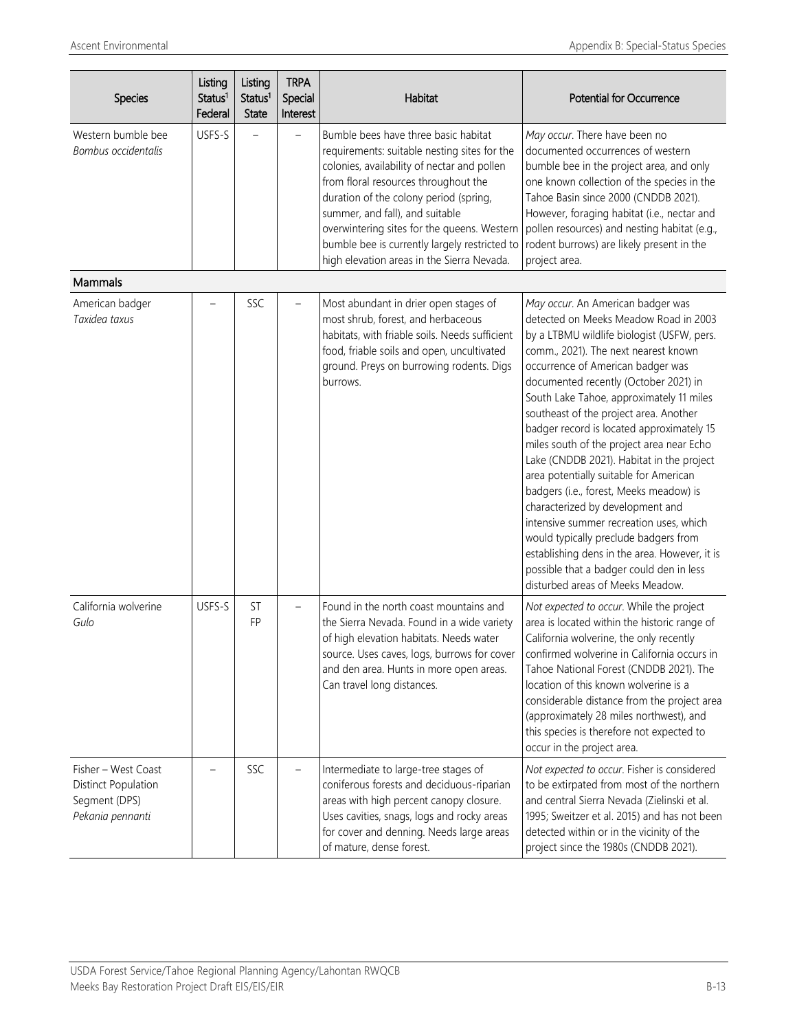| Species | Listing Status[1] Federal | Listing Status[1] State | TRPA Special Interest | Habitat | Potential for Occurrence |
|---|---|---|---|---|---|
| Western bumble bee *Bombus occidentalis* | USFS-S | – | – | Bumble bees have three basic habitat requirements: suitable nesting sites for the colonies, availability of nectar and pollen from floral resources throughout the duration of the colony period (spring, summer, and fall), and suitable overwintering sites for the queens. Western bumble bee is currently largely restricted to high elevation areas in the Sierra Nevada. | *May occur*. There have been no documented occurrences of western bumble bee in the project area, and only one known collection of the species in the Tahoe Basin since 2000 (CNDDB 2021). However, foraging habitat (i.e., nectar and pollen resources) and nesting habitat (e.g., rodent burrows) are likely present in the project area. |
| **Mammals** | | | | | |
| American badger *Taxidea taxus* | – | SSC | – | Most abundant in drier open stages of most shrub, forest, and herbaceous habitats, with friable soils. Needs sufficient food, friable soils and open, uncultivated ground. Preys on burrowing rodents. Digs burrows. | *May occur*. An American badger was detected on Meeks Meadow Road in 2003 by a LTBMU wildlife biologist (USFW, pers. comm., 2021). The next nearest known occurrence of American badger was documented recently (October 2021) in South Lake Tahoe, approximately 11 miles southeast of the project area. Another badger record is located approximately 15 miles south of the project area near Echo Lake (CNDDB 2021). Habitat in the project area potentially suitable for American badgers (i.e., forest, Meeks meadow) is characterized by development and intensive summer recreation uses, which would typically preclude badgers from establishing dens in the area. However, it is possible that a badger could den in less disturbed areas of Meeks Meadow. |
| California wolverine *Gulo* | USFS-S | ST FP | – | Found in the north coast mountains and the Sierra Nevada. Found in a wide variety of high elevation habitats. Needs water source. Uses caves, logs, burrows for cover and den area. Hunts in more open areas. Can travel long distances. | *Not expected to occur*. While the project area is located within the historic range of California wolverine, the only recently confirmed wolverine in California occurs in Tahoe National Forest (CNDDB 2021). The location of this known wolverine is a considerable distance from the project area (approximately 28 miles northwest), and this species is therefore not expected to occur in the project area. |
| Fisher – West Coast Distinct Population Segment (DPS) *Pekania pennanti* | – | SSC | – | Intermediate to large-tree stages of coniferous forests and deciduous-riparian areas with high percent canopy closure. Uses cavities, snags, logs and rocky areas for cover and denning. Needs large areas of mature, dense forest. | *Not expected to occur*. Fisher is considered to be extirpated from most of the northern and central Sierra Nevada (Zielinski et al. 1995; Sweitzer et al. 2015) and has not been detected within or in the vicinity of the project since the 1980s (CNDDB 2021). |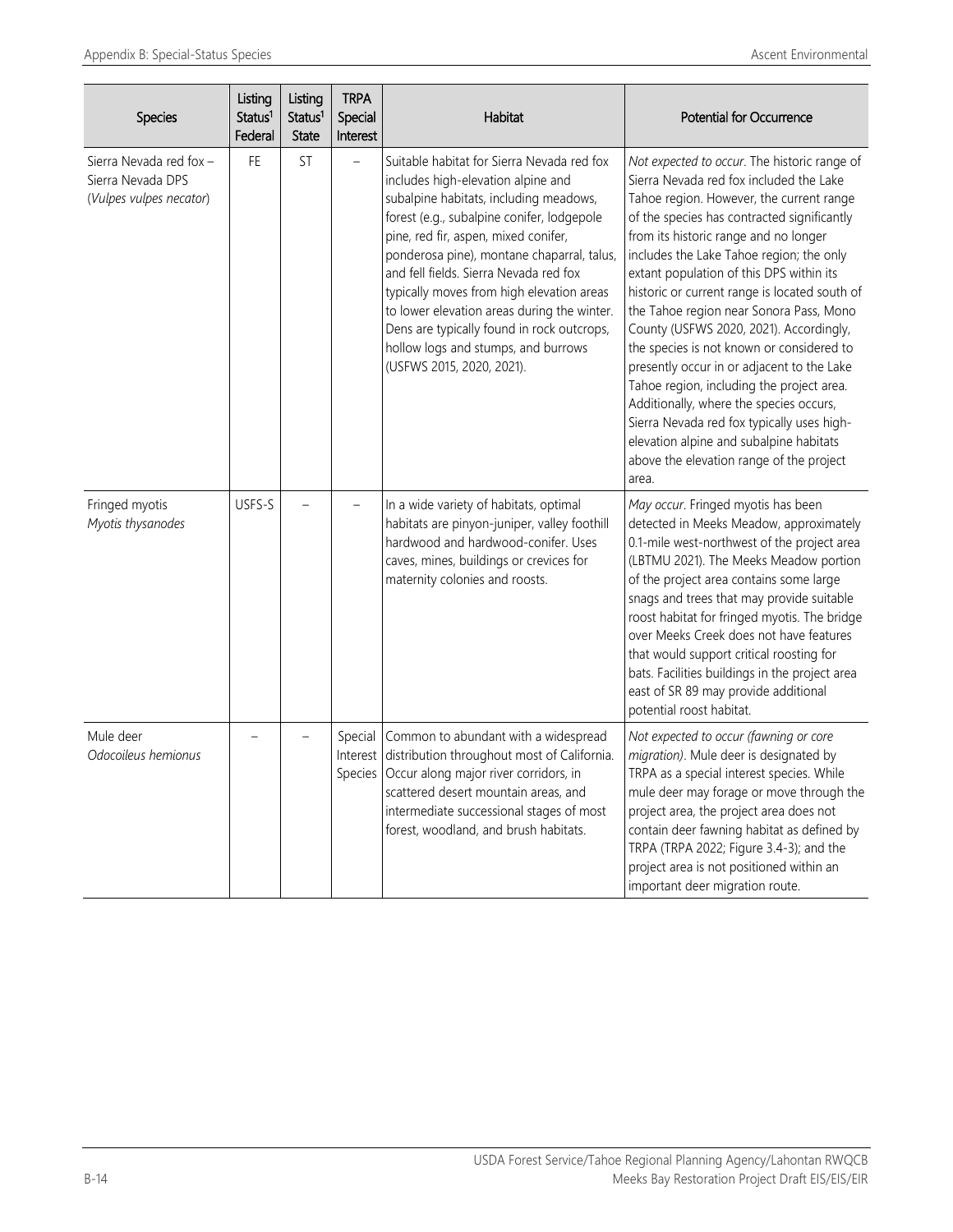| Species | Listing Status[1] Federal | Listing Status[1] State | TRPA Special Interest | Habitat | Potential for Occurrence |
|---|---|---|---|---|---|
| Sierra Nevada red fox – Sierra Nevada DPS (*Vulpes vulpes necator*) | FE | ST | – | Suitable habitat for Sierra Nevada red fox includes high-elevation alpine and subalpine habitats, including meadows, forest (e.g., subalpine conifer, lodgepole pine, red fir, aspen, mixed conifer, ponderosa pine), montane chaparral, talus, and fell fields. Sierra Nevada red fox typically moves from high elevation areas to lower elevation areas during the winter. Dens are typically found in rock outcrops, hollow logs and stumps, and burrows (USFWS 2015, 2020, 2021). | *Not expected to occur*. The historic range of Sierra Nevada red fox included the Lake Tahoe region. However, the current range of the species has contracted significantly from its historic range and no longer includes the Lake Tahoe region; the only extant population of this DPS within its historic or current range is located south of the Tahoe region near Sonora Pass, Mono County (USFWS 2020, 2021). Accordingly, the species is not known or considered to presently occur in or adjacent to the Lake Tahoe region, including the project area. Additionally, where the species occurs, Sierra Nevada red fox typically uses high-elevation alpine and subalpine habitats above the elevation range of the project area. |
| Fringed myotis *Myotis thysanodes* | USFS-S | – | – | In a wide variety of habitats, optimal habitats are pinyon-juniper, valley foothill hardwood and hardwood-conifer. Uses caves, mines, buildings or crevices for maternity colonies and roosts. | *May occur*. Fringed myotis has been detected in Meeks Meadow, approximately 0.1-mile west-northwest of the project area (LBTMU 2021). The Meeks Meadow portion of the project area contains some large snags and trees that may provide suitable roost habitat for fringed myotis. The bridge over Meeks Creek does not have features that would support critical roosting for bats. Facilities buildings in the project area east of SR 89 may provide additional potential roost habitat. |
| Mule deer *Odocoileus hemionus* | – | – | Special Interest Species | Common to abundant with a widespread distribution throughout most of California. Occur along major river corridors, in scattered desert mountain areas, and intermediate successional stages of most forest, woodland, and brush habitats. | *Not expected to occur (fawning or core migration)*. Mule deer is designated by TRPA as a special interest species. While mule deer may forage or move through the project area, the project area does not contain deer fawning habitat as defined by TRPA (TRPA 2022; Figure 3.4-3); and the project area is not positioned within an important deer migration route. |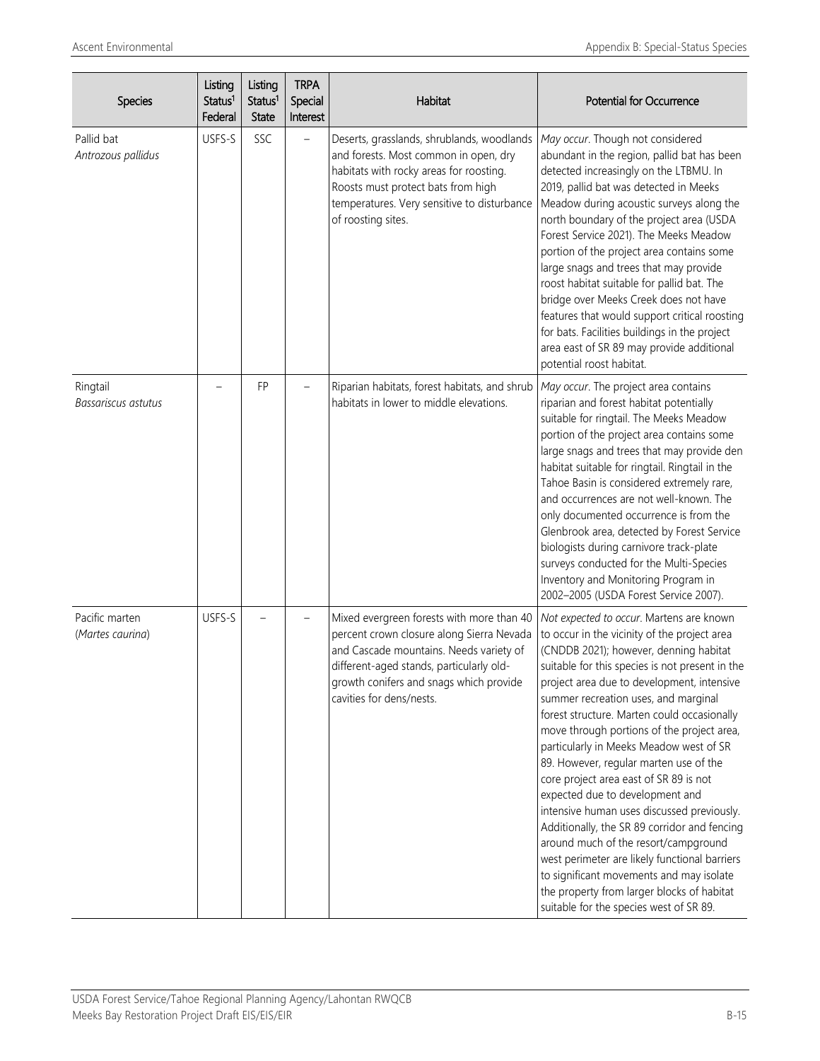| Species | Listing Status[1] Federal | Listing Status[1] State | TRPA Special Interest | Habitat | Potential for Occurrence |
|---|---|---|---|---|---|
| Pallid bat *Antrozous pallidus* | USFS-S | SSC | – | Deserts, grasslands, shrublands, woodlands and forests. Most common in open, dry habitats with rocky areas for roosting. Roosts must protect bats from high temperatures. Very sensitive to disturbance of roosting sites. | *May occur*. Though not considered abundant in the region, pallid bat has been detected increasingly on the LTBMU. In 2019, pallid bat was detected in Meeks Meadow during acoustic surveys along the north boundary of the project area (USDA Forest Service 2021). The Meeks Meadow portion of the project area contains some large snags and trees that may provide roost habitat suitable for pallid bat. The bridge over Meeks Creek does not have features that would support critical roosting for bats. Facilities buildings in the project area east of SR 89 may provide additional potential roost habitat. |
| Ringtail *Bassariscus astutus* | – | FP | – | Riparian habitats, forest habitats, and shrub habitats in lower to middle elevations. | *May occur*. The project area contains riparian and forest habitat potentially suitable for ringtail. The Meeks Meadow portion of the project area contains some large snags and trees that may provide den habitat suitable for ringtail. Ringtail in the Tahoe Basin is considered extremely rare, and occurrences are not well-known. The only documented occurrence is from the Glenbrook area, detected by Forest Service biologists during carnivore track-plate surveys conducted for the Multi-Species Inventory and Monitoring Program in 2002–2005 (USDA Forest Service 2007). |
| Pacific marten (*Martes caurina*) | USFS-S | – | – | Mixed evergreen forests with more than 40 percent crown closure along Sierra Nevada and Cascade mountains. Needs variety of different-aged stands, particularly old-growth conifers and snags which provide cavities for dens/nests. | *Not expected to occur*. Martens are known to occur in the vicinity of the project area (CNDDB 2021); however, denning habitat suitable for this species is not present in the project area due to development, intensive summer recreation uses, and marginal forest structure. Marten could occasionally move through portions of the project area, particularly in Meeks Meadow west of SR 89. However, regular marten use of the core project area east of SR 89 is not expected due to development and intensive human uses discussed previously. Additionally, the SR 89 corridor and fencing around much of the resort/campground west perimeter are likely functional barriers to significant movements and may isolate the property from larger blocks of habitat suitable for the species west of SR 89. |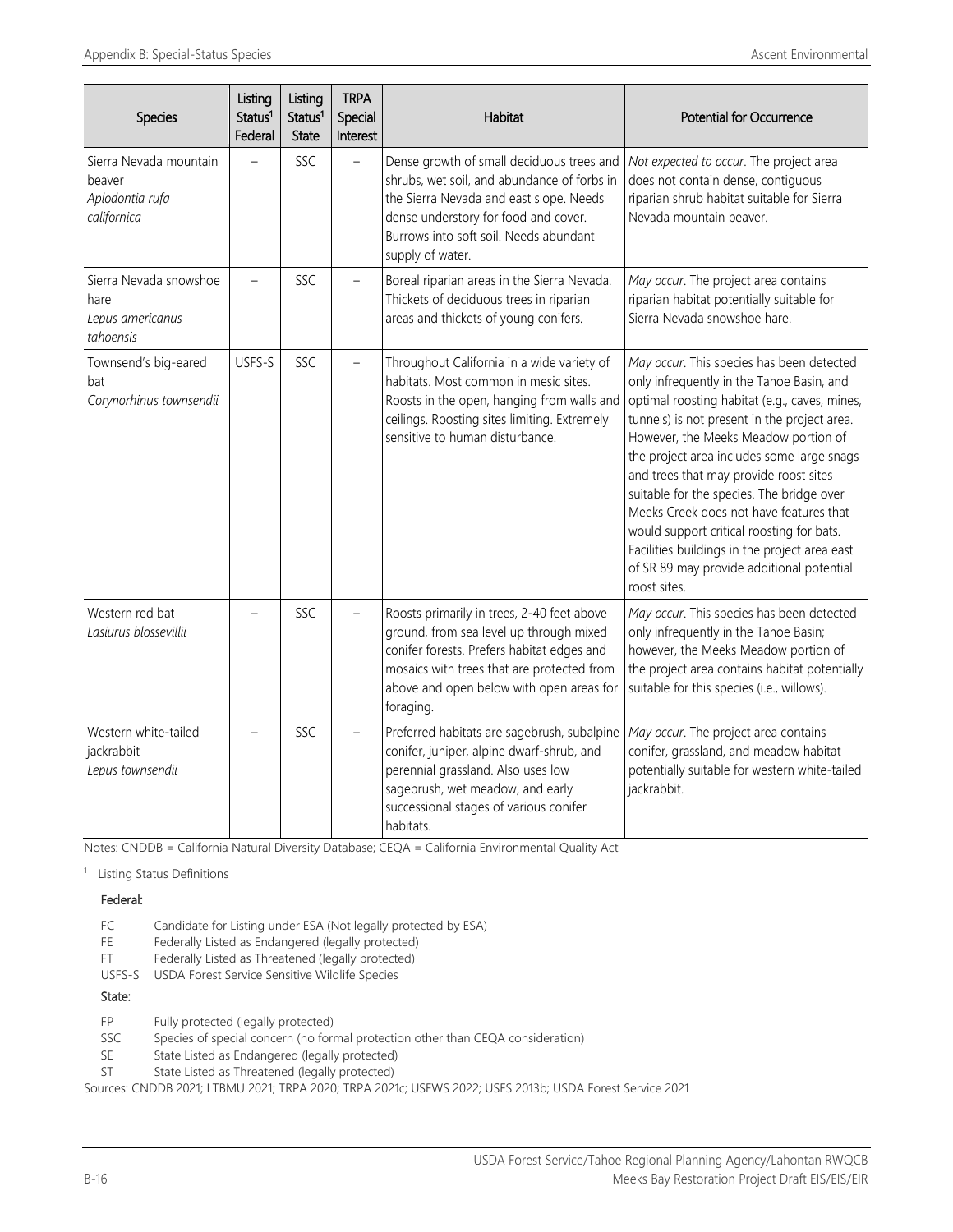| Species | Listing Status[1] Federal | Listing Status[1] State | TRPA Special Interest | Habitat | Potential for Occurrence |
|---|---|---|---|---|---|
| Sierra Nevada mountain beaver *Aplodontia rufa californica* | – | SSC | – | Dense growth of small deciduous trees and shrubs, wet soil, and abundance of forbs in the Sierra Nevada and east slope. Needs dense understory for food and cover. Burrows into soft soil. Needs abundant supply of water. | *Not expected to occur*. The project area does not contain dense, contiguous riparian shrub habitat suitable for Sierra Nevada mountain beaver. |
| Sierra Nevada snowshoe hare *Lepus americanus tahoensis* | – | SSC | – | Boreal riparian areas in the Sierra Nevada. Thickets of deciduous trees in riparian areas and thickets of young conifers. | *May occur*. The project area contains riparian habitat potentially suitable for Sierra Nevada snowshoe hare. |
| Townsend's big-eared bat *Corynorhinus townsendii* | USFS-S | SSC | – | Throughout California in a wide variety of habitats. Most common in mesic sites. Roosts in the open, hanging from walls and ceilings. Roosting sites limiting. Extremely sensitive to human disturbance. | *May occur*. This species has been detected only infrequently in the Tahoe Basin, and optimal roosting habitat (e.g., caves, mines, tunnels) is not present in the project area. However, the Meeks Meadow portion of the project area includes some large snags and trees that may provide roost sites suitable for the species. The bridge over Meeks Creek does not have features that would support critical roosting for bats. Facilities buildings in the project area east of SR 89 may provide additional potential roost sites. |
| Western red bat *Lasiurus blossevillii* | – | SSC | – | Roosts primarily in trees, 2-40 feet above ground, from sea level up through mixed conifer forests. Prefers habitat edges and mosaics with trees that are protected from above and open below with open areas for foraging. | *May occur*. This species has been detected only infrequently in the Tahoe Basin; however, the Meeks Meadow portion of the project area contains habitat potentially suitable for this species (i.e., willows). |
| Western white-tailed jackrabbit *Lepus townsendii* | – | SSC | – | Preferred habitats are sagebrush, subalpine conifer, juniper, alpine dwarf-shrub, and perennial grassland. Also uses low sagebrush, wet meadow, and early successional stages of various conifer habitats. | *May occur*. The project area contains conifer, grassland, and meadow habitat potentially suitable for western white-tailed jackrabbit. |

Notes: CNDDB = California Natural Diversity Database; CEQA = California Environmental Quality Act

[1] Listing Status Definitions

**Federal:**

- FC Candidate for Listing under ESA (Not legally protected by ESA)
- FE Federally Listed as Endangered (legally protected)
- FT Federally Listed as Threatened (legally protected)
- USFS-S USDA Forest Service Sensitive Wildlife Species

**State:**

- FP Fully protected (legally protected)
- SSC Species of special concern (no formal protection other than CEQA consideration)
- SE State Listed as Endangered (legally protected)
- ST State Listed as Threatened (legally protected)

Sources: CNDDB 2021; LTBMU 2021; TRPA 2020; TRPA 2021c; USFWS 2022; USFS 2013b; USDA Forest Service 2021